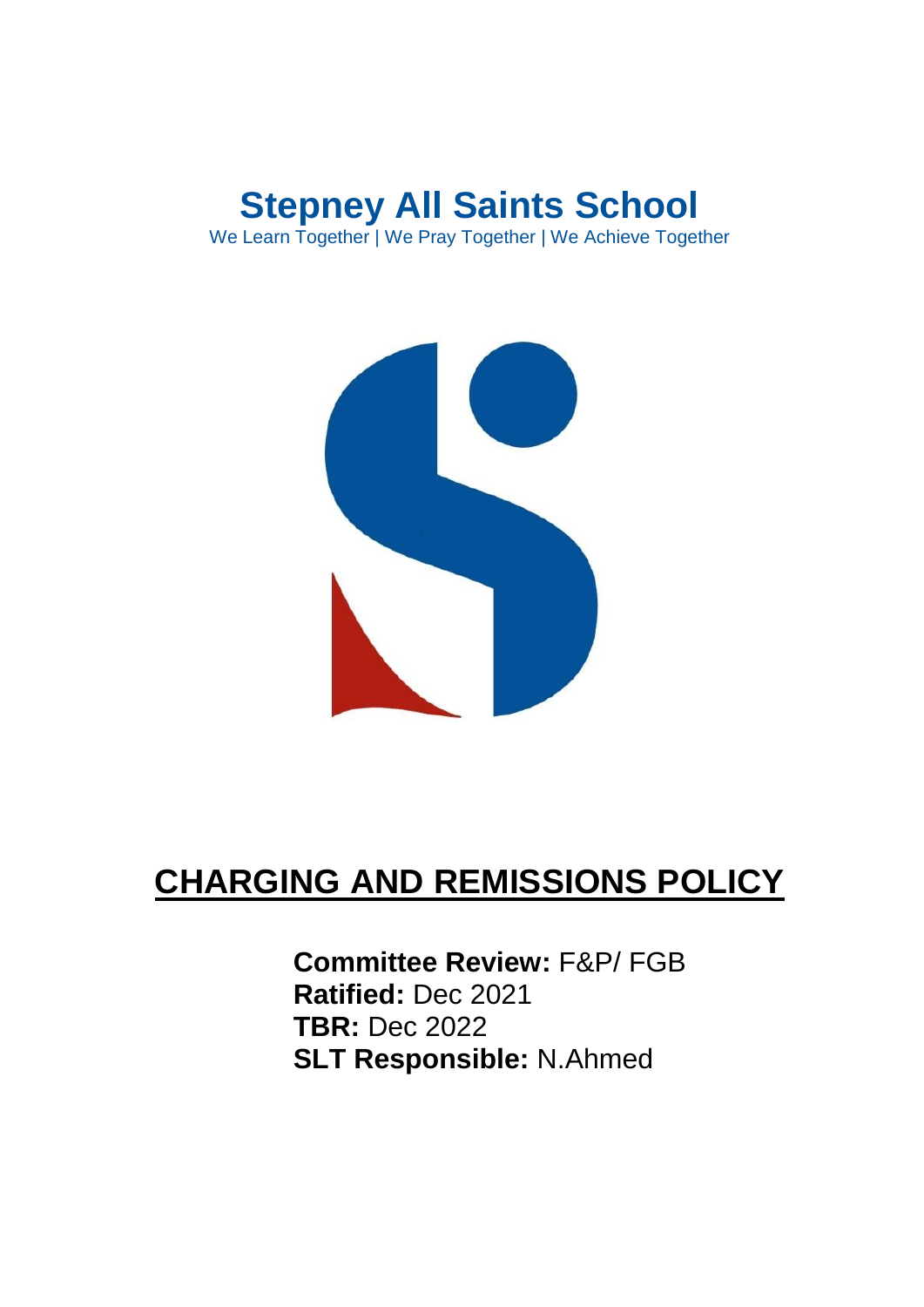# Stepney All Saints School

We Learn Together | We Pray Together | We Achieve Together

# CHARGING AND REMISSIONS POLICY

**Committee Review:** F&P/ FGB
**Ratified:** Dec 2021
**TBR:** Dec 2022
**SLT Responsible:** N.Ahmed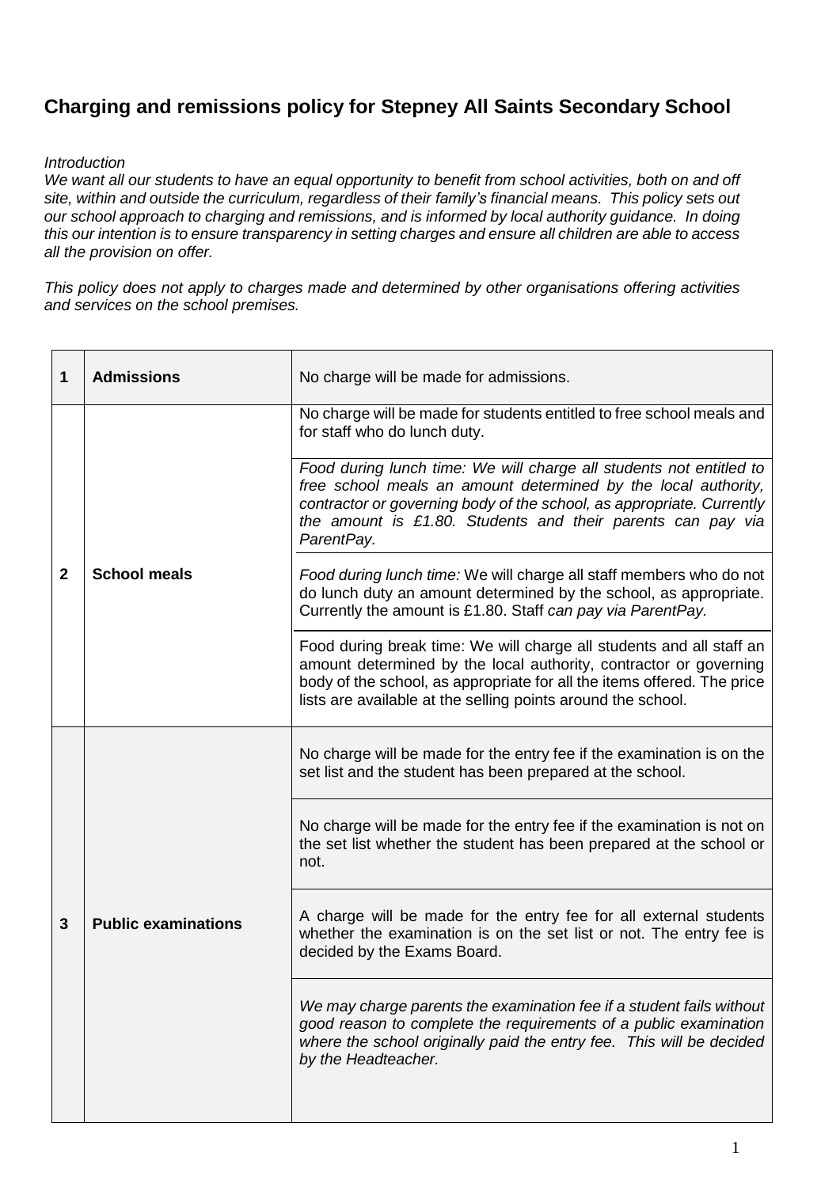## Charging and remissions policy for Stepney All Saints Secondary School

*Introduction*
*We want all our students to have an equal opportunity to benefit from school activities, both on and off site, within and outside the curriculum, regardless of their family's financial means. This policy sets out our school approach to charging and remissions, and is informed by local authority guidance. In doing this our intention is to ensure transparency in setting charges and ensure all children are able to access all the provision on offer.*

*This policy does not apply to charges made and determined by other organisations offering activities and services on the school premises.*

| | | |
|---|---|---|
| **1** | **Admissions** | No charge will be made for admissions. |
| **2** | **School meals** | No charge will be made for students entitled to free school meals and for staff who do lunch duty. |
| | | *Food during lunch time: We will charge all students not entitled to free school meals an amount determined by the local authority, contractor or governing body of the school, as appropriate. Currently the amount is £1.80. Students and their parents can pay via ParentPay.* |
| | | *Food during lunch time:* We will charge all staff members who do not do lunch duty an amount determined by the school, as appropriate. Currently the amount is £1.80. Staff *can pay via ParentPay.* |
| | | Food during break time: We will charge all students and all staff an amount determined by the local authority, contractor or governing body of the school, as appropriate for all the items offered. The price lists are available at the selling points around the school. |
| **3** | **Public examinations** | No charge will be made for the entry fee if the examination is on the set list and the student has been prepared at the school. |
| | | No charge will be made for the entry fee if the examination is not on the set list whether the student has been prepared at the school or not. |
| | | A charge will be made for the entry fee for all external students whether the examination is on the set list or not. The entry fee is decided by the Exams Board. |
| | | *We may charge parents the examination fee if a student fails without good reason to complete the requirements of a public examination where the school originally paid the entry fee. This will be decided by the Headteacher.* |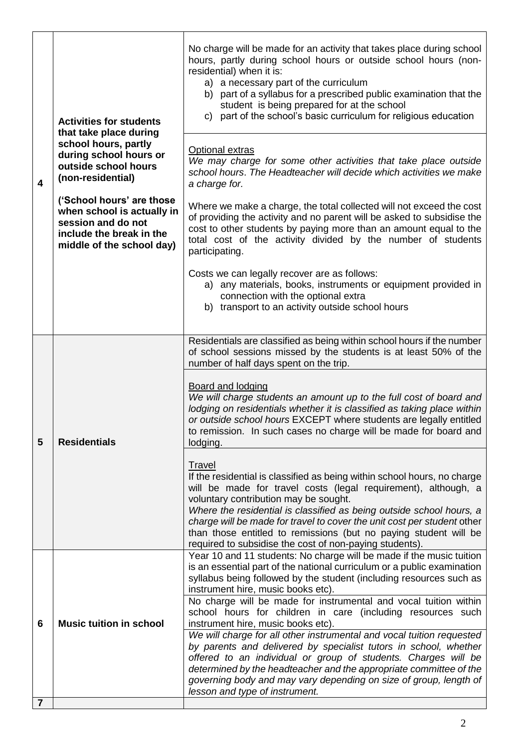| | | |
|---|---|---|
| **4** | **Activities for students that take place during school hours, partly during school hours or outside school hours (non-residential)**<br><br>**('School hours' are those when school is actually in session and do not include the break in the middle of the school day)** | No charge will be made for an activity that takes place during school hours, partly during school hours or outside school hours (non-residential) when it is:<br>a) a necessary part of the curriculum<br>b) part of a syllabus for a prescribed public examination that the student is being prepared for at the school<br>c) part of the school's basic curriculum for religious education |
| | | <u>Optional extras</u><br>*We may charge for some other activities that take place outside school hours. The Headteacher will decide which activities we make a charge for.*<br><br>Where we make a charge, the total collected will not exceed the cost of providing the activity and no parent will be asked to subsidise the cost to other students by paying more than an amount equal to the total cost of the activity divided by the number of students participating.<br><br>Costs we can legally recover are as follows:<br>a) any materials, books, instruments or equipment provided in connection with the optional extra<br>b) transport to an activity outside school hours |
| **5** | **Residentials** | Residentials are classified as being within school hours if the number of school sessions missed by the students is at least 50% of the number of half days spent on the trip. |
| | | <u>Board and lodging</u><br>*We will charge students an amount up to the full cost of board and lodging on residentials whether it is classified as taking place within or outside school hours* EXCEPT where students are legally entitled to remission. In such cases no charge will be made for board and lodging. |
| | | <u>Travel</u><br>If the residential is classified as being within school hours, no charge will be made for travel costs (legal requirement), although, a voluntary contribution may be sought.<br>*Where the residential is classified as being outside school hours, a charge will be made for travel to cover the unit cost per student* other than those entitled to remissions (but no paying student will be required to subsidise the cost of non-paying students). |
| **6** | **Music tuition in school** | Year 10 and 11 students: No charge will be made if the music tuition is an essential part of the national curriculum or a public examination syllabus being followed by the student (including resources such as instrument hire, music books etc). |
| | | No charge will be made for instrumental and vocal tuition within school hours for children in care (including resources such instrument hire, music books etc). |
| | | *We will charge for all other instrumental and vocal tuition requested by parents and delivered by specialist tutors in school, whether offered to an individual or group of students. Charges will be determined by the headteacher and the appropriate committee of the governing body and may vary depending on size of group, length of lesson and type of instrument.* |
| **7** | | |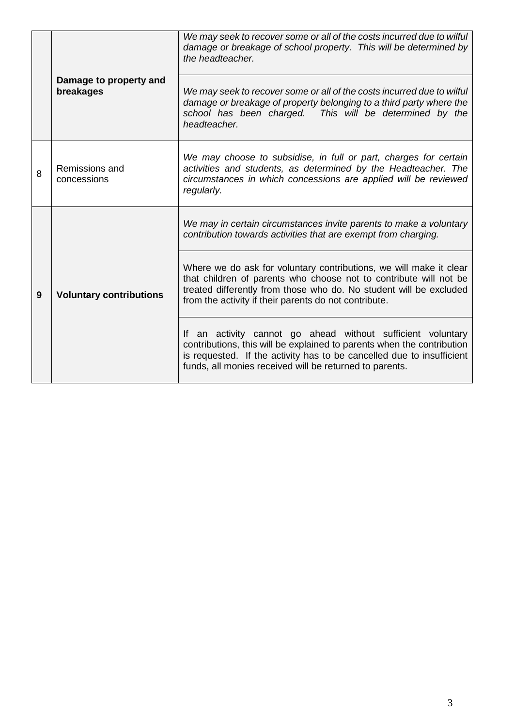| | | |
|---|---|---|
| | **Damage to property and breakages** | *We may seek to recover some or all of the costs incurred due to wilful damage or breakage of school property. This will be determined by the headteacher.* |
| | | *We may seek to recover some or all of the costs incurred due to wilful damage or breakage of property belonging to a third party where the school has been charged. This will be determined by the headteacher.* |
| 8 | Remissions and concessions | *We may choose to subsidise, in full or part, charges for certain activities and students, as determined by the Headteacher. The circumstances in which concessions are applied will be reviewed regularly.* |
| **9** | **Voluntary contributions** | *We may in certain circumstances invite parents to make a voluntary contribution towards activities that are exempt from charging.* |
| | | Where we do ask for voluntary contributions, we will make it clear that children of parents who choose not to contribute will not be treated differently from those who do. No student will be excluded from the activity if their parents do not contribute. |
| | | If an activity cannot go ahead without sufficient voluntary contributions, this will be explained to parents when the contribution is requested. If the activity has to be cancelled due to insufficient funds, all monies received will be returned to parents. |